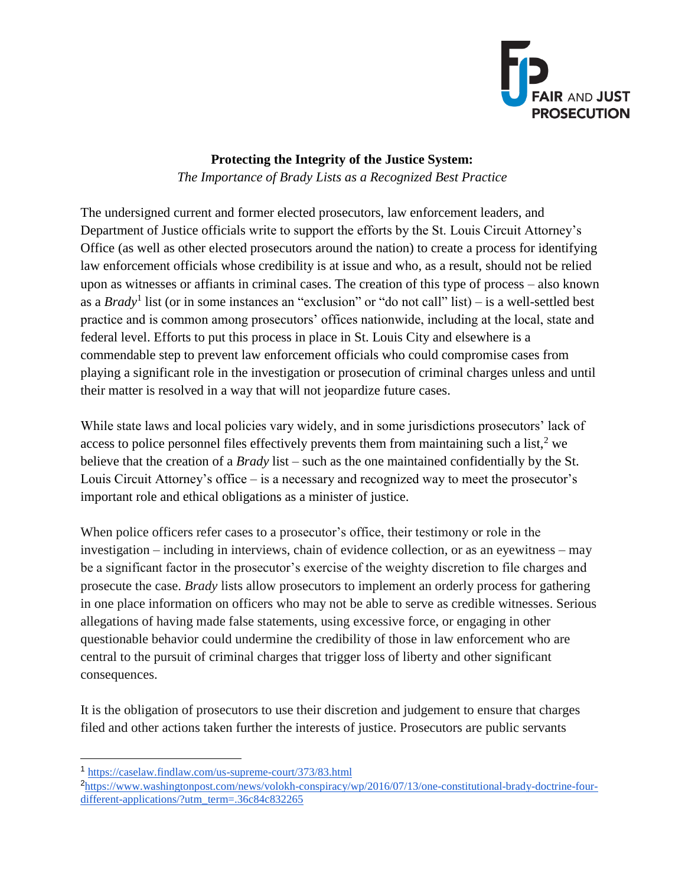FAIR AND JUST PROSECUTION

**Protecting the Integrity of the Justice System:**
*The Importance of Brady Lists as a Recognized Best Practice*

The undersigned current and former elected prosecutors, law enforcement leaders, and Department of Justice officials write to support the efforts by the St. Louis Circuit Attorney's Office (as well as other elected prosecutors around the nation) to create a process for identifying law enforcement officials whose credibility is at issue and who, as a result, should not be relied upon as witnesses or affiants in criminal cases. The creation of this type of process – also known as a *Brady*[1] list (or in some instances an "exclusion" or "do not call" list) – is a well-settled best practice and is common among prosecutors' offices nationwide, including at the local, state and federal level. Efforts to put this process in place in St. Louis City and elsewhere is a commendable step to prevent law enforcement officials who could compromise cases from playing a significant role in the investigation or prosecution of criminal charges unless and until their matter is resolved in a way that will not jeopardize future cases.

While state laws and local policies vary widely, and in some jurisdictions prosecutors' lack of access to police personnel files effectively prevents them from maintaining such a list,[2] we believe that the creation of a *Brady* list – such as the one maintained confidentially by the St. Louis Circuit Attorney's office – is a necessary and recognized way to meet the prosecutor's important role and ethical obligations as a minister of justice.

When police officers refer cases to a prosecutor's office, their testimony or role in the investigation – including in interviews, chain of evidence collection, or as an eyewitness – may be a significant factor in the prosecutor's exercise of the weighty discretion to file charges and prosecute the case. *Brady* lists allow prosecutors to implement an orderly process for gathering in one place information on officers who may not be able to serve as credible witnesses. Serious allegations of having made false statements, using excessive force, or engaging in other questionable behavior could undermine the credibility of those in law enforcement who are central to the pursuit of criminal charges that trigger loss of liberty and other significant consequences.

It is the obligation of prosecutors to use their discretion and judgement to ensure that charges filed and other actions taken further the interests of justice. Prosecutors are public servants

---

[1] https://caselaw.findlaw.com/us-supreme-court/373/83.html

[2] https://www.washingtonpost.com/news/volokh-conspiracy/wp/2016/07/13/one-constitutional-brady-doctrine-four-different-applications/?utm_term=.36c84c832265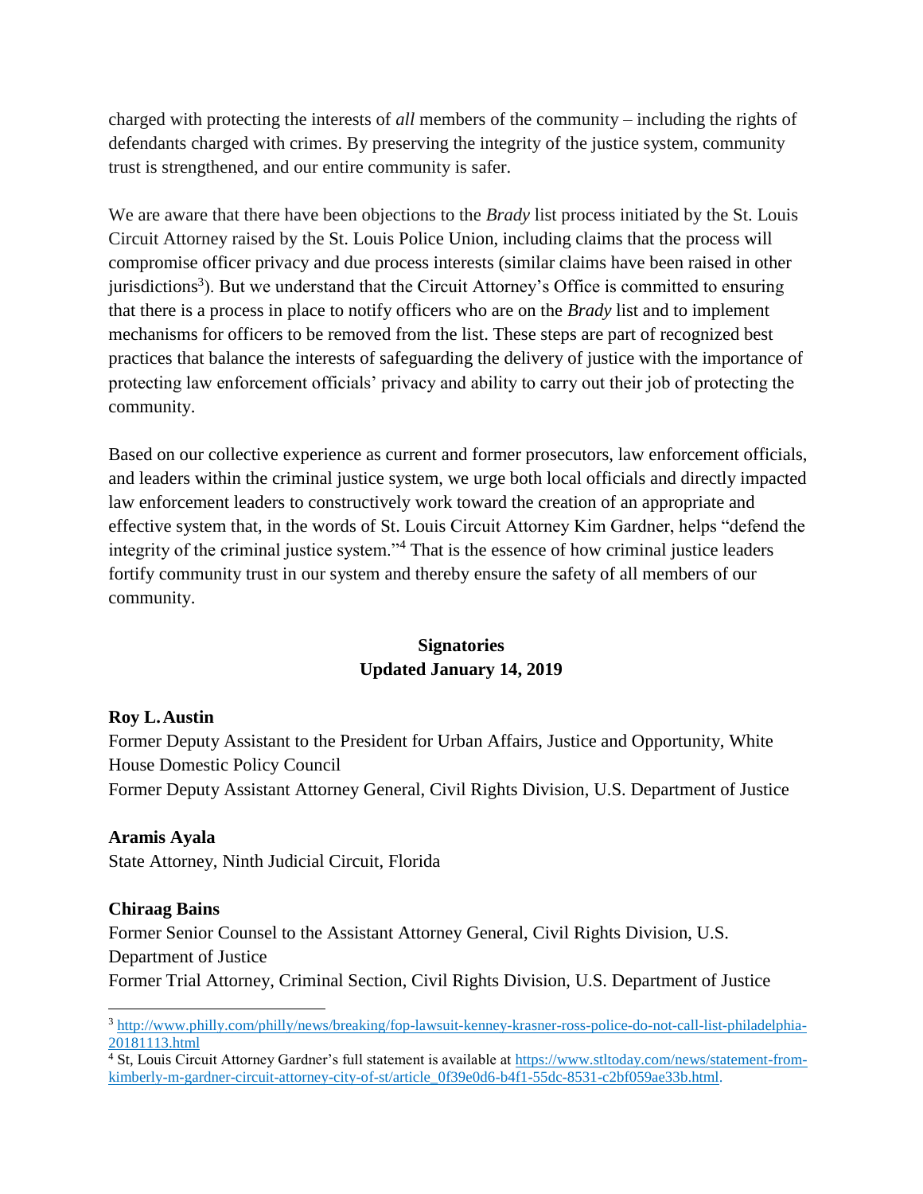charged with protecting the interests of *all* members of the community – including the rights of defendants charged with crimes. By preserving the integrity of the justice system, community trust is strengthened, and our entire community is safer.

We are aware that there have been objections to the *Brady* list process initiated by the St. Louis Circuit Attorney raised by the St. Louis Police Union, including claims that the process will compromise officer privacy and due process interests (similar claims have been raised in other jurisdictions[3]). But we understand that the Circuit Attorney's Office is committed to ensuring that there is a process in place to notify officers who are on the *Brady* list and to implement mechanisms for officers to be removed from the list. These steps are part of recognized best practices that balance the interests of safeguarding the delivery of justice with the importance of protecting law enforcement officials' privacy and ability to carry out their job of protecting the community.

Based on our collective experience as current and former prosecutors, law enforcement officials, and leaders within the criminal justice system, we urge both local officials and directly impacted law enforcement leaders to constructively work toward the creation of an appropriate and effective system that, in the words of St. Louis Circuit Attorney Kim Gardner, helps "defend the integrity of the criminal justice system."[4] That is the essence of how criminal justice leaders fortify community trust in our system and thereby ensure the safety of all members of our community.

**Signatories**
**Updated January 14, 2019**

**Roy L. Austin**
Former Deputy Assistant to the President for Urban Affairs, Justice and Opportunity, White House Domestic Policy Council
Former Deputy Assistant Attorney General, Civil Rights Division, U.S. Department of Justice

**Aramis Ayala**
State Attorney, Ninth Judicial Circuit, Florida

**Chiraag Bains**
Former Senior Counsel to the Assistant Attorney General, Civil Rights Division, U.S. Department of Justice
Former Trial Attorney, Criminal Section, Civil Rights Division, U.S. Department of Justice

---

[3] http://www.philly.com/philly/news/breaking/fop-lawsuit-kenney-krasner-ross-police-do-not-call-list-philadelphia-20181113.html

[4] St, Louis Circuit Attorney Gardner's full statement is available at https://www.stltoday.com/news/statement-from-kimberly-m-gardner-circuit-attorney-city-of-st/article_0f39e0d6-b4f1-55dc-8531-c2bf059ae33b.html.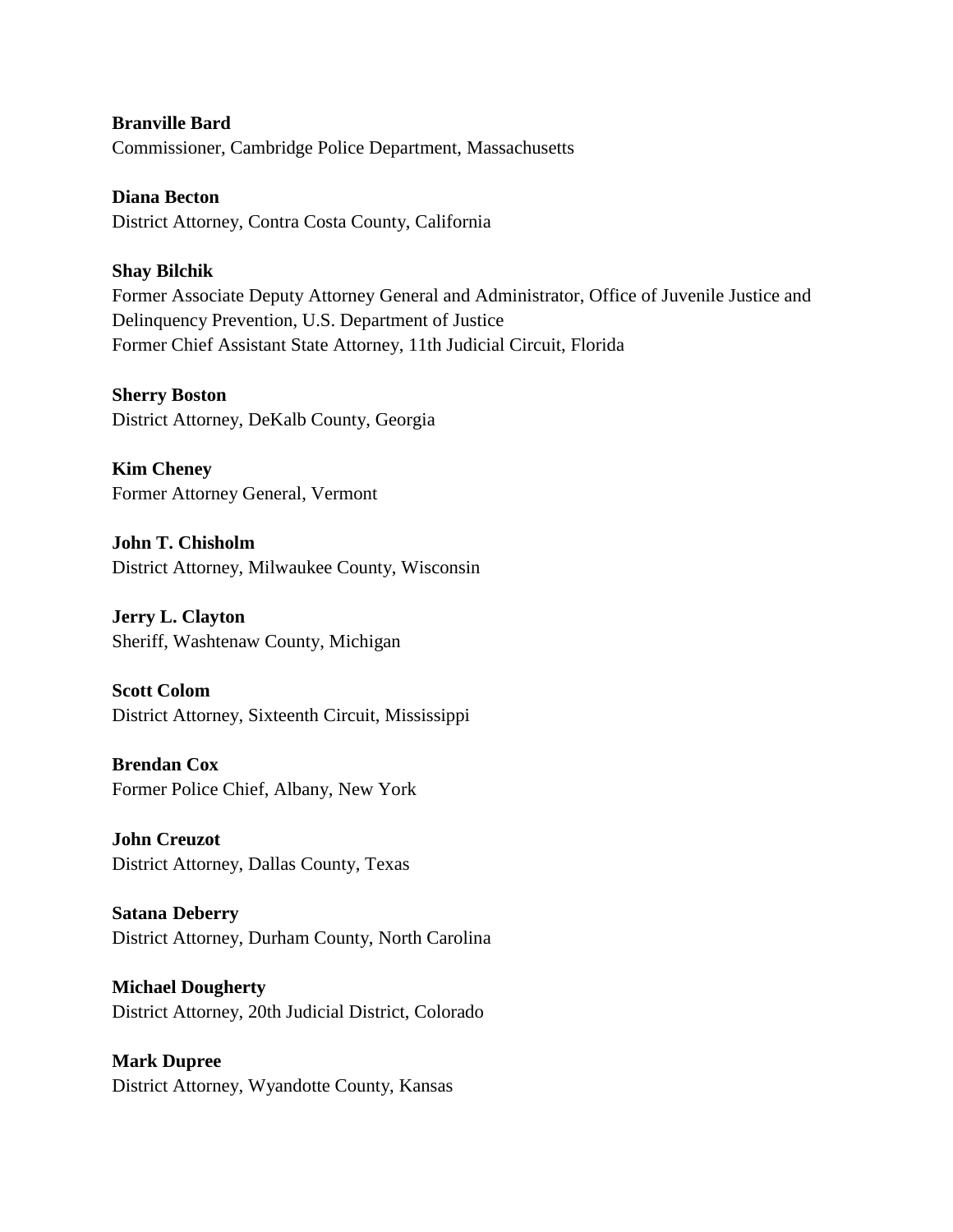**Branville Bard**
Commissioner, Cambridge Police Department, Massachusetts

**Diana Becton**
District Attorney, Contra Costa County, California

**Shay Bilchik**
Former Associate Deputy Attorney General and Administrator, Office of Juvenile Justice and Delinquency Prevention, U.S. Department of Justice
Former Chief Assistant State Attorney, 11th Judicial Circuit, Florida

**Sherry Boston**
District Attorney, DeKalb County, Georgia

**Kim Cheney**
Former Attorney General, Vermont

**John T. Chisholm**
District Attorney, Milwaukee County, Wisconsin

**Jerry L. Clayton**
Sheriff, Washtenaw County, Michigan

**Scott Colom**
District Attorney, Sixteenth Circuit, Mississippi

**Brendan Cox**
Former Police Chief, Albany, New York

**John Creuzot**
District Attorney, Dallas County, Texas

**Satana Deberry**
District Attorney, Durham County, North Carolina

**Michael Dougherty**
District Attorney, 20th Judicial District, Colorado

**Mark Dupree**
District Attorney, Wyandotte County, Kansas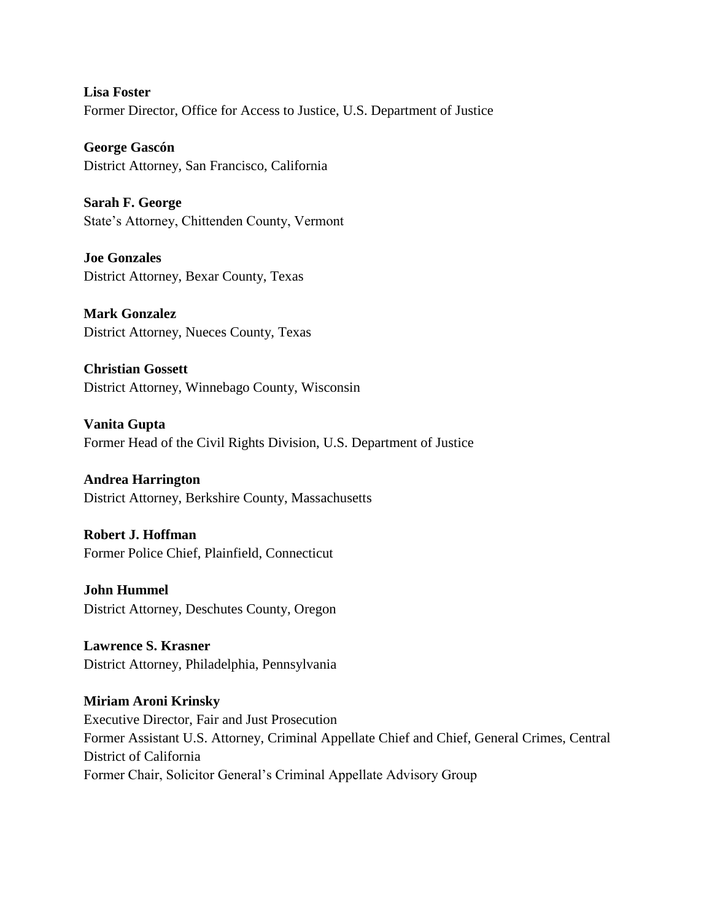**Lisa Foster**
Former Director, Office for Access to Justice, U.S. Department of Justice

**George Gascón**
District Attorney, San Francisco, California

**Sarah F. George**
State's Attorney, Chittenden County, Vermont

**Joe Gonzales**
District Attorney, Bexar County, Texas

**Mark Gonzalez**
District Attorney, Nueces County, Texas

**Christian Gossett**
District Attorney, Winnebago County, Wisconsin

**Vanita Gupta**
Former Head of the Civil Rights Division, U.S. Department of Justice

**Andrea Harrington**
District Attorney, Berkshire County, Massachusetts

**Robert J. Hoffman**
Former Police Chief, Plainfield, Connecticut

**John Hummel**
District Attorney, Deschutes County, Oregon

**Lawrence S. Krasner**
District Attorney, Philadelphia, Pennsylvania

**Miriam Aroni Krinsky**
Executive Director, Fair and Just Prosecution
Former Assistant U.S. Attorney, Criminal Appellate Chief and Chief, General Crimes, Central District of California
Former Chair, Solicitor General's Criminal Appellate Advisory Group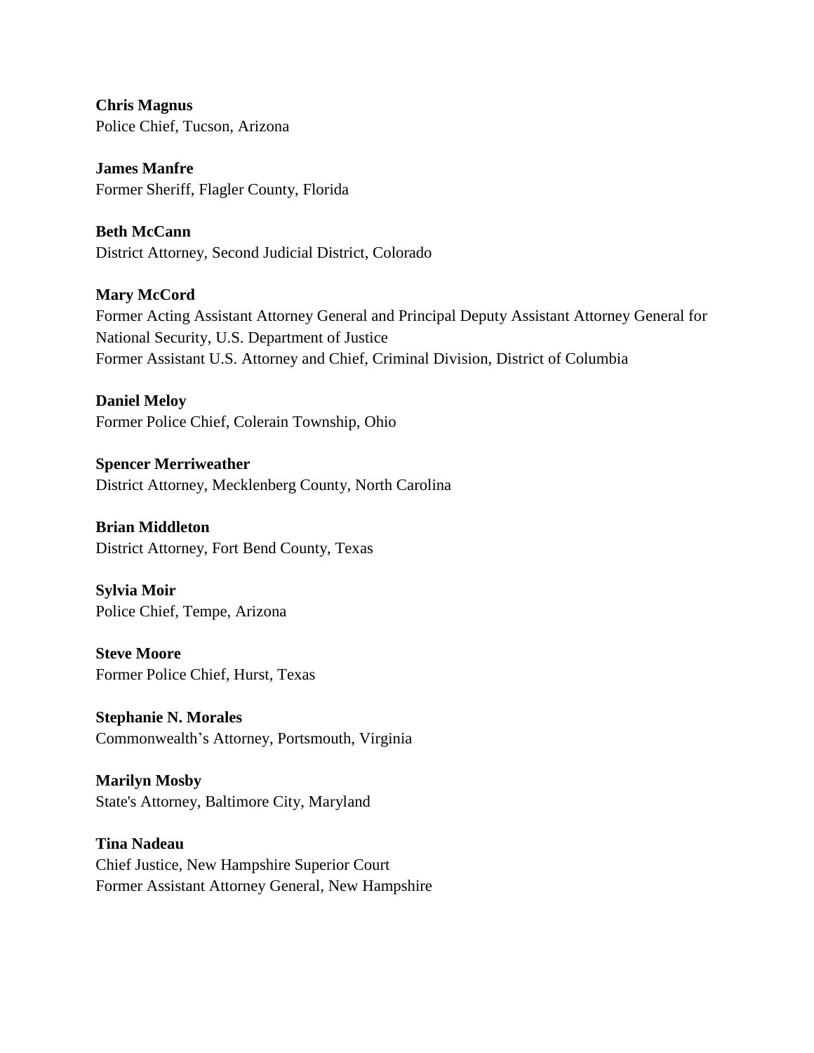**Chris Magnus**
Police Chief, Tucson, Arizona

**James Manfre**
Former Sheriff, Flagler County, Florida

**Beth McCann**
District Attorney, Second Judicial District, Colorado

**Mary McCord**
Former Acting Assistant Attorney General and Principal Deputy Assistant Attorney General for National Security, U.S. Department of Justice
Former Assistant U.S. Attorney and Chief, Criminal Division, District of Columbia

**Daniel Meloy**
Former Police Chief, Colerain Township, Ohio

**Spencer Merriweather**
District Attorney, Mecklenberg County, North Carolina

**Brian Middleton**
District Attorney, Fort Bend County, Texas

**Sylvia Moir**
Police Chief, Tempe, Arizona

**Steve Moore**
Former Police Chief, Hurst, Texas

**Stephanie N. Morales**
Commonwealth's Attorney, Portsmouth, Virginia

**Marilyn Mosby**
State's Attorney, Baltimore City, Maryland

**Tina Nadeau**
Chief Justice, New Hampshire Superior Court
Former Assistant Attorney General, New Hampshire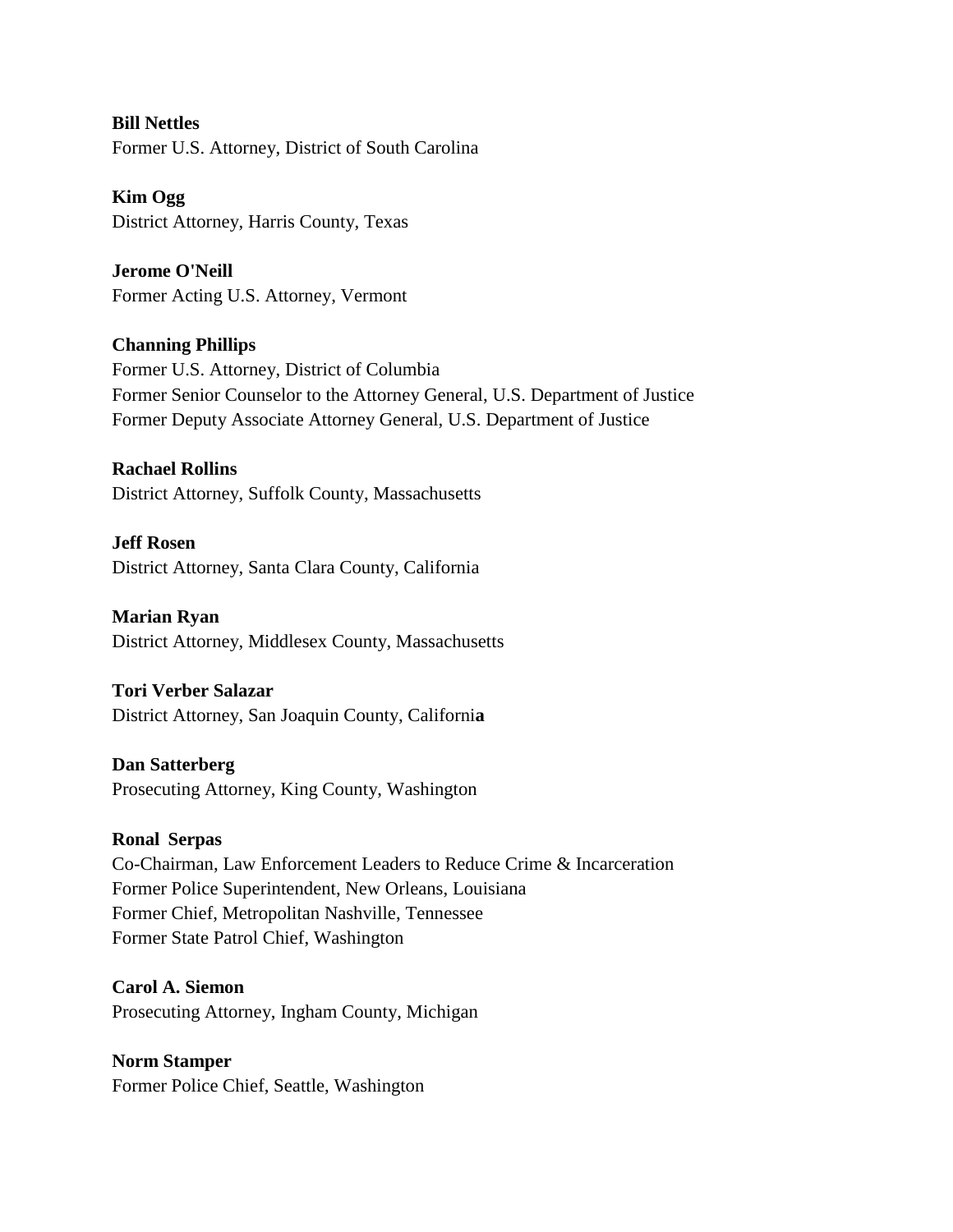**Bill Nettles**
Former U.S. Attorney, District of South Carolina

**Kim Ogg**
District Attorney, Harris County, Texas

**Jerome O'Neill**
Former Acting U.S. Attorney, Vermont

**Channing Phillips**
Former U.S. Attorney, District of Columbia
Former Senior Counselor to the Attorney General, U.S. Department of Justice
Former Deputy Associate Attorney General, U.S. Department of Justice

**Rachael Rollins**
District Attorney, Suffolk County, Massachusetts

**Jeff Rosen**
District Attorney, Santa Clara County, California

**Marian Ryan**
District Attorney, Middlesex County, Massachusetts

**Tori Verber Salazar**
District Attorney, San Joaquin County, California

**Dan Satterberg**
Prosecuting Attorney, King County, Washington

**Ronal Serpas**
Co-Chairman, Law Enforcement Leaders to Reduce Crime & Incarceration
Former Police Superintendent, New Orleans, Louisiana
Former Chief, Metropolitan Nashville, Tennessee
Former State Patrol Chief, Washington

**Carol A. Siemon**
Prosecuting Attorney, Ingham County, Michigan

**Norm Stamper**
Former Police Chief, Seattle, Washington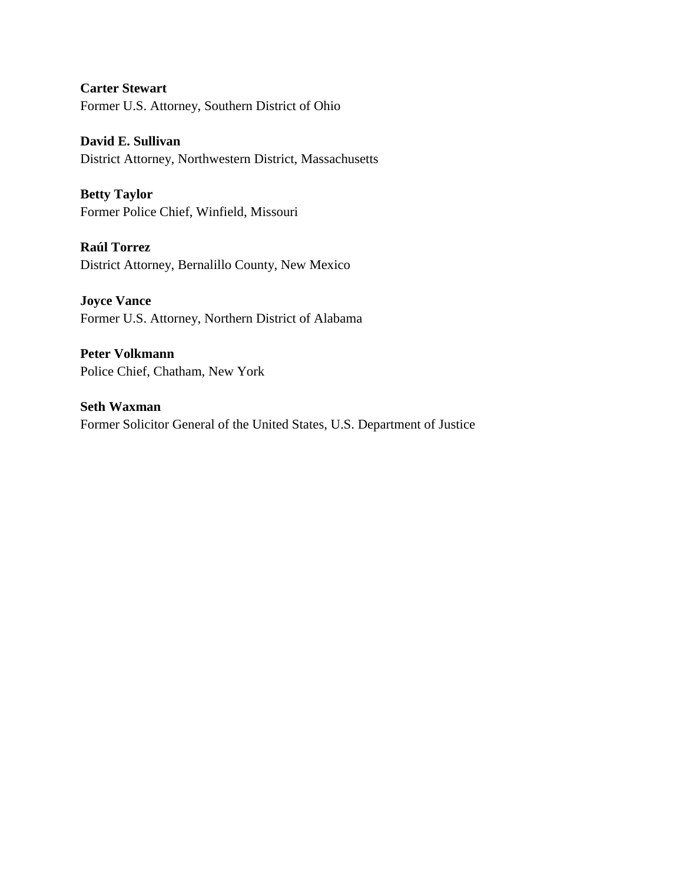**Carter Stewart**
Former U.S. Attorney, Southern District of Ohio

**David E. Sullivan**
District Attorney, Northwestern District, Massachusetts

**Betty Taylor**
Former Police Chief, Winfield, Missouri

**Raúl Torrez**
District Attorney, Bernalillo County, New Mexico

**Joyce Vance**
Former U.S. Attorney, Northern District of Alabama

**Peter Volkmann**
Police Chief, Chatham, New York

**Seth Waxman**
Former Solicitor General of the United States, U.S. Department of Justice